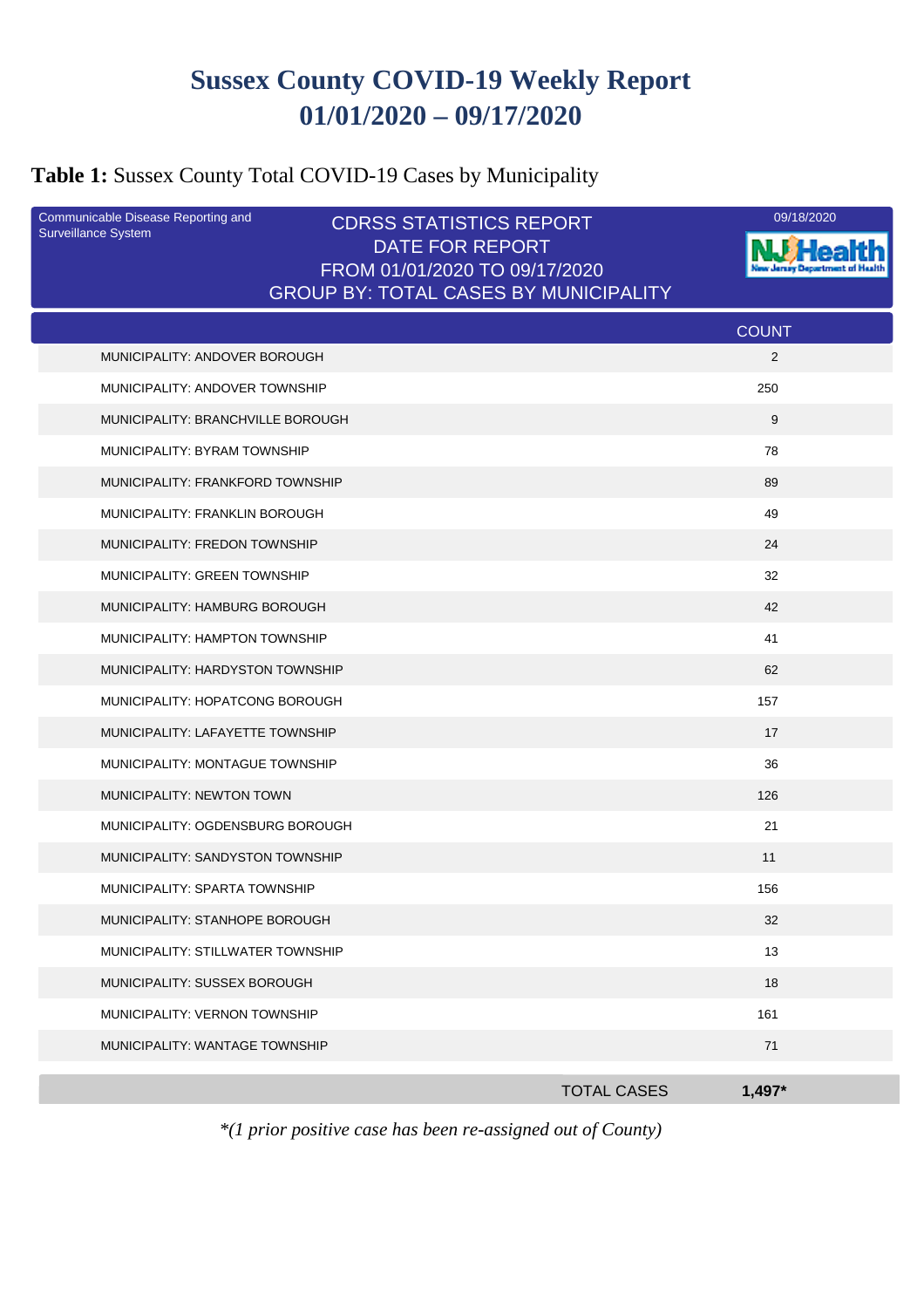# Sussex County COVID-19 Weekly Report
# 01/01/2020 – 09/17/2020

## **Table 1:** Sussex County Total COVID-19 Cases by Municipality

Communicable Disease Reporting and Surveillance System

CDRSS STATISTICS REPORT
DATE FOR REPORT
FROM 01/01/2020 TO 09/17/2020
GROUP BY: TOTAL CASES BY MUNICIPALITY

09/18/2020

NJ Health — New Jersey Department of Health

| | COUNT |
|---|---|
| MUNICIPALITY: ANDOVER BOROUGH | 2 |
| MUNICIPALITY: ANDOVER TOWNSHIP | 250 |
| MUNICIPALITY: BRANCHVILLE BOROUGH | 9 |
| MUNICIPALITY: BYRAM TOWNSHIP | 78 |
| MUNICIPALITY: FRANKFORD TOWNSHIP | 89 |
| MUNICIPALITY: FRANKLIN BOROUGH | 49 |
| MUNICIPALITY: FREDON TOWNSHIP | 24 |
| MUNICIPALITY: GREEN TOWNSHIP | 32 |
| MUNICIPALITY: HAMBURG BOROUGH | 42 |
| MUNICIPALITY: HAMPTON TOWNSHIP | 41 |
| MUNICIPALITY: HARDYSTON TOWNSHIP | 62 |
| MUNICIPALITY: HOPATCONG BOROUGH | 157 |
| MUNICIPALITY: LAFAYETTE TOWNSHIP | 17 |
| MUNICIPALITY: MONTAGUE TOWNSHIP | 36 |
| MUNICIPALITY: NEWTON TOWN | 126 |
| MUNICIPALITY: OGDENSBURG BOROUGH | 21 |
| MUNICIPALITY: SANDYSTON TOWNSHIP | 11 |
| MUNICIPALITY: SPARTA TOWNSHIP | 156 |
| MUNICIPALITY: STANHOPE BOROUGH | 32 |
| MUNICIPALITY: STILLWATER TOWNSHIP | 13 |
| MUNICIPALITY: SUSSEX BOROUGH | 18 |
| MUNICIPALITY: VERNON TOWNSHIP | 161 |
| MUNICIPALITY: WANTAGE TOWNSHIP | 71 |
| TOTAL CASES | **1,497*** |

*\*(1 prior positive case has been re-assigned out of County)*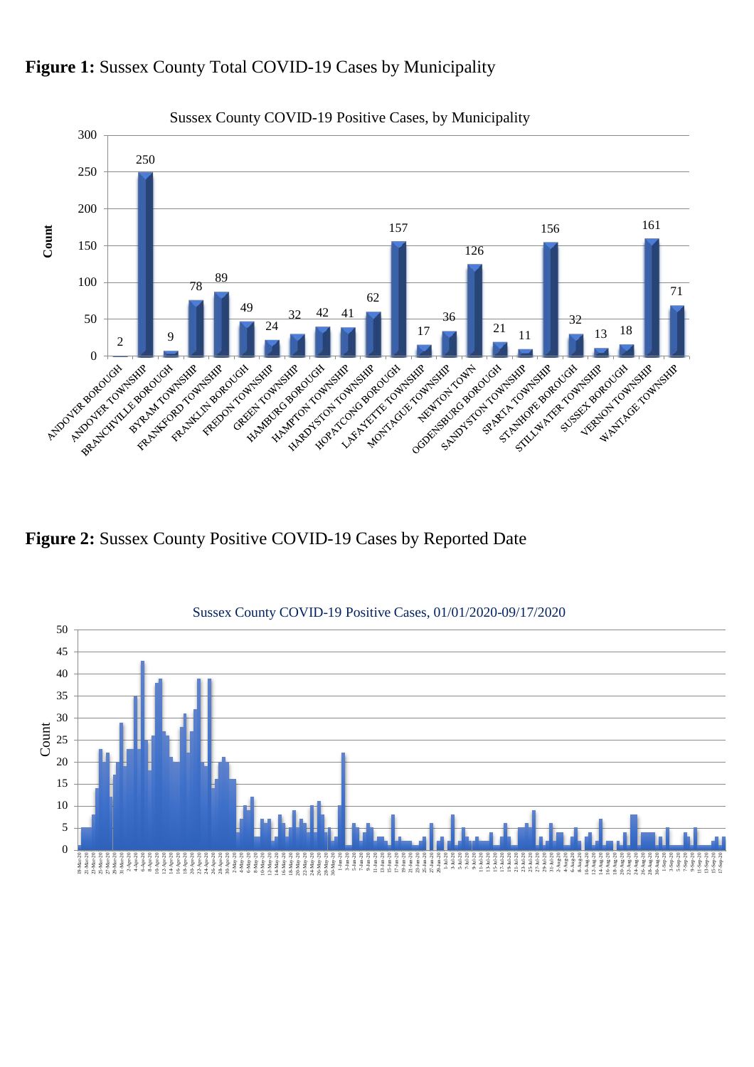**Figure 1:** Sussex County Total COVID-19 Cases by Municipality

Sussex County COVID-19 Positive Cases, by Municipality

| Municipality | Count |
|---|---|
| ANDOVER BOROUGH | 2 |
| ANDOVER TOWNSHIP | 250 |
| BRANCHVILLE BOROUGH | 9 |
| BYRAM TOWNSHIP | 78 |
| FRANKFORD TOWNSHIP | 89 |
| FRANKLIN BOROUGH | 49 |
| FREDON TOWNSHIP | 24 |
| GREEN TOWNSHIP | 32 |
| HAMBURG BOROUGH | 42 |
| HAMPTON TOWNSHIP | 41 |
| HARDYSTON TOWNSHIP | 62 |
| HOPATCONG BOROUGH | 157 |
| LAFAYETTE TOWNSHIP | 17 |
| MONTAGUE TOWNSHIP | 36 |
| NEWTON TOWN | 126 |
| OGDENSBURG BOROUGH | 21 |
| SANDYSTON TOWNSHIP | 11 |
| SPARTA TOWNSHIP | 156 |
| STANHOPE BOROUGH | 32 |
| STILLWATER TOWNSHIP | 13 |
| SUSSEX BOROUGH | 18 |
| VERNON TOWNSHIP | 161 |
| WANTAGE TOWNSHIP | 71 |

**Figure 2:** Sussex County Positive COVID-19 Cases by Reported Date

Sussex County COVID-19 Positive Cases, 01/01/2020-09/17/2020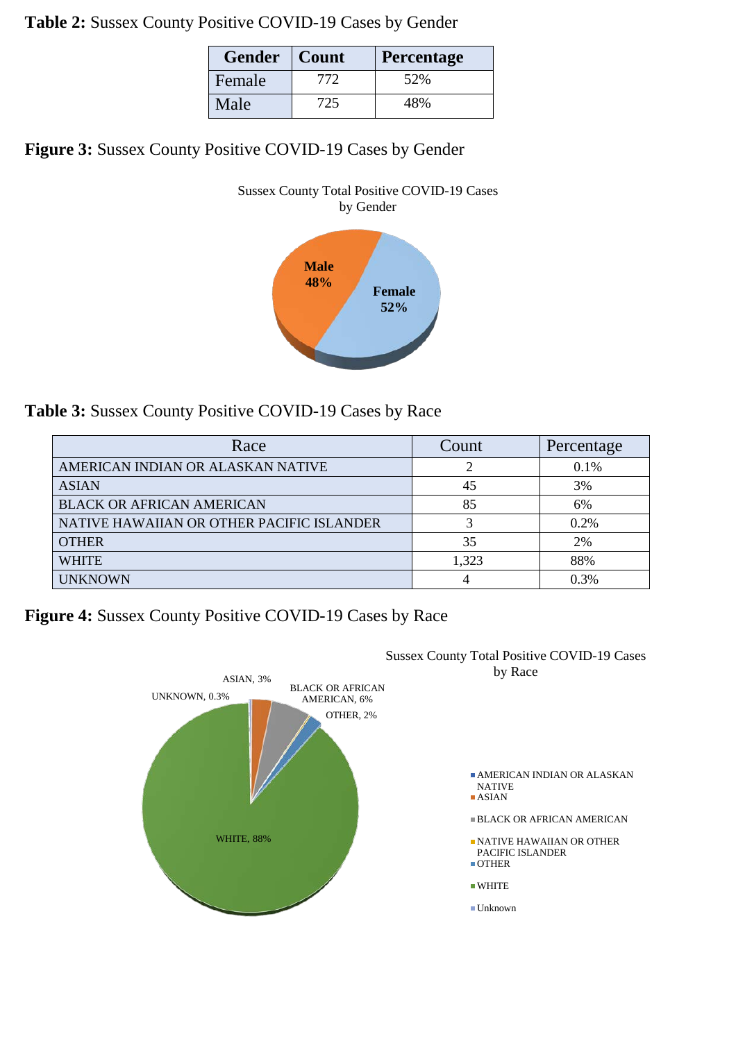**Table 2:** Sussex County Positive COVID-19 Cases by Gender

| Gender | Count | Percentage |
|---|---|---|
| Female | 772 | 52% |
| Male | 725 | 48% |

**Figure 3:** Sussex County Positive COVID-19 Cases by Gender

**Table 3:** Sussex County Positive COVID-19 Cases by Race

| Race | Count | Percentage |
|---|---|---|
| AMERICAN INDIAN OR ALASKAN NATIVE | 2 | 0.1% |
| ASIAN | 45 | 3% |
| BLACK OR AFRICAN AMERICAN | 85 | 6% |
| NATIVE HAWAIIAN OR OTHER PACIFIC ISLANDER | 3 | 0.2% |
| OTHER | 35 | 2% |
| WHITE | 1,323 | 88% |
| UNKNOWN | 4 | 0.3% |

**Figure 4:** Sussex County Positive COVID-19 Cases by Race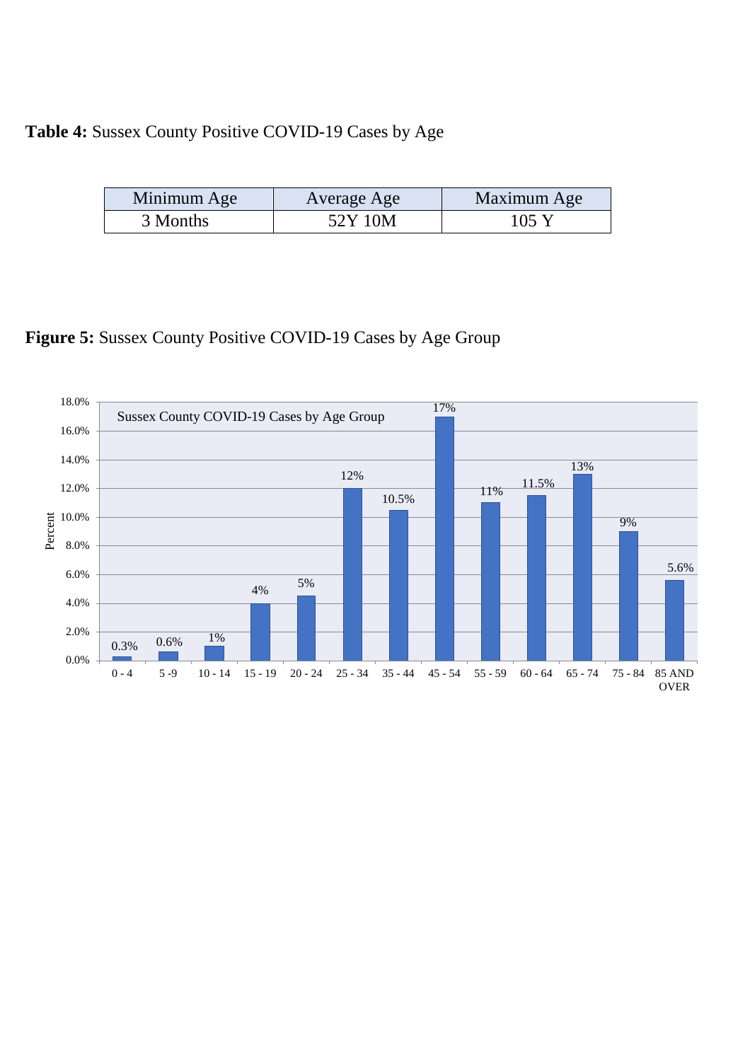**Table 4:** Sussex County Positive COVID-19 Cases by Age

| Minimum Age | Average Age | Maximum Age |
|---|---|---|
| 3 Months | 52Y 10M | 105 Y |

**Figure 5:** Sussex County Positive COVID-19 Cases by Age Group

Sussex County COVID-19 Cases by Age Group

| Age Group | Percent |
|---|---|
| 0 - 4 | 0.3% |
| 5 -9 | 0.6% |
| 10 - 14 | 1% |
| 15 - 19 | 4% |
| 20 - 24 | 5% |
| 25 - 34 | 12% |
| 35 - 44 | 10.5% |
| 45 - 54 | 17% |
| 55 - 59 | 11% |
| 60 - 64 | 11.5% |
| 65 - 74 | 13% |
| 75 - 84 | 9% |
| 85 AND OVER | 5.6% |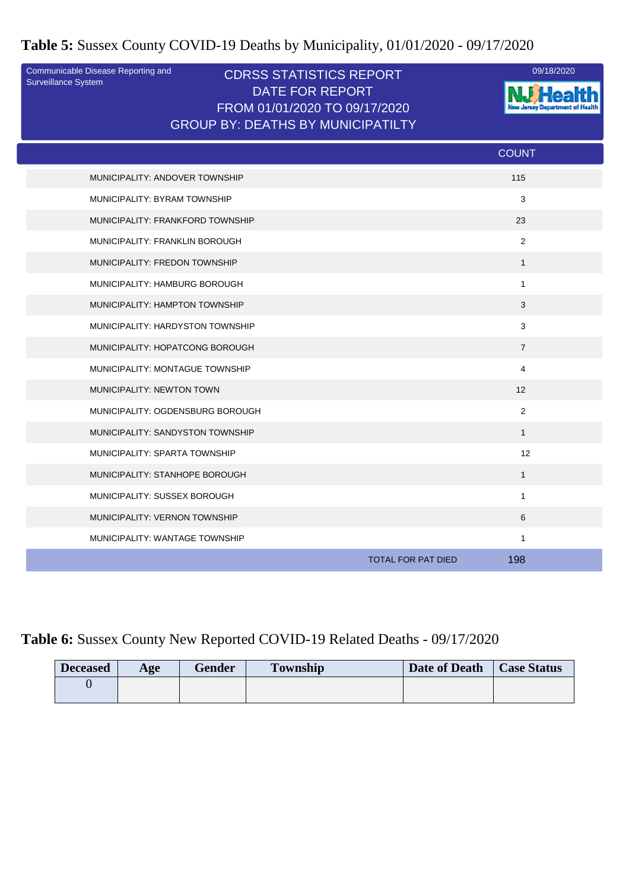**Table 5:** Sussex County COVID-19 Deaths by Municipality, 01/01/2020 - 09/17/2020

Communicable Disease Reporting and Surveillance System

CDRSS STATISTICS REPORT
DATE FOR REPORT
FROM 01/01/2020 TO 09/17/2020
GROUP BY: DEATHS BY MUNICIPATILTY

09/18/2020

NJ Health
New Jersey Department of Health

| | COUNT |
|---|---|
| MUNICIPALITY: ANDOVER TOWNSHIP | 115 |
| MUNICIPALITY: BYRAM TOWNSHIP | 3 |
| MUNICIPALITY: FRANKFORD TOWNSHIP | 23 |
| MUNICIPALITY: FRANKLIN BOROUGH | 2 |
| MUNICIPALITY: FREDON TOWNSHIP | 1 |
| MUNICIPALITY: HAMBURG BOROUGH | 1 |
| MUNICIPALITY: HAMPTON TOWNSHIP | 3 |
| MUNICIPALITY: HARDYSTON TOWNSHIP | 3 |
| MUNICIPALITY: HOPATCONG BOROUGH | 7 |
| MUNICIPALITY: MONTAGUE TOWNSHIP | 4 |
| MUNICIPALITY: NEWTON TOWN | 12 |
| MUNICIPALITY: OGDENSBURG BOROUGH | 2 |
| MUNICIPALITY: SANDYSTON TOWNSHIP | 1 |
| MUNICIPALITY: SPARTA TOWNSHIP | 12 |
| MUNICIPALITY: STANHOPE BOROUGH | 1 |
| MUNICIPALITY: SUSSEX BOROUGH | 1 |
| MUNICIPALITY: VERNON TOWNSHIP | 6 |
| MUNICIPALITY: WANTAGE TOWNSHIP | 1 |
| TOTAL FOR PAT DIED | 198 |

**Table 6:** Sussex County New Reported COVID-19 Related Deaths - 09/17/2020

| Deceased | Age | Gender | Township | Date of Death | Case Status |
|---|---|---|---|---|---|
| 0 | | | | | |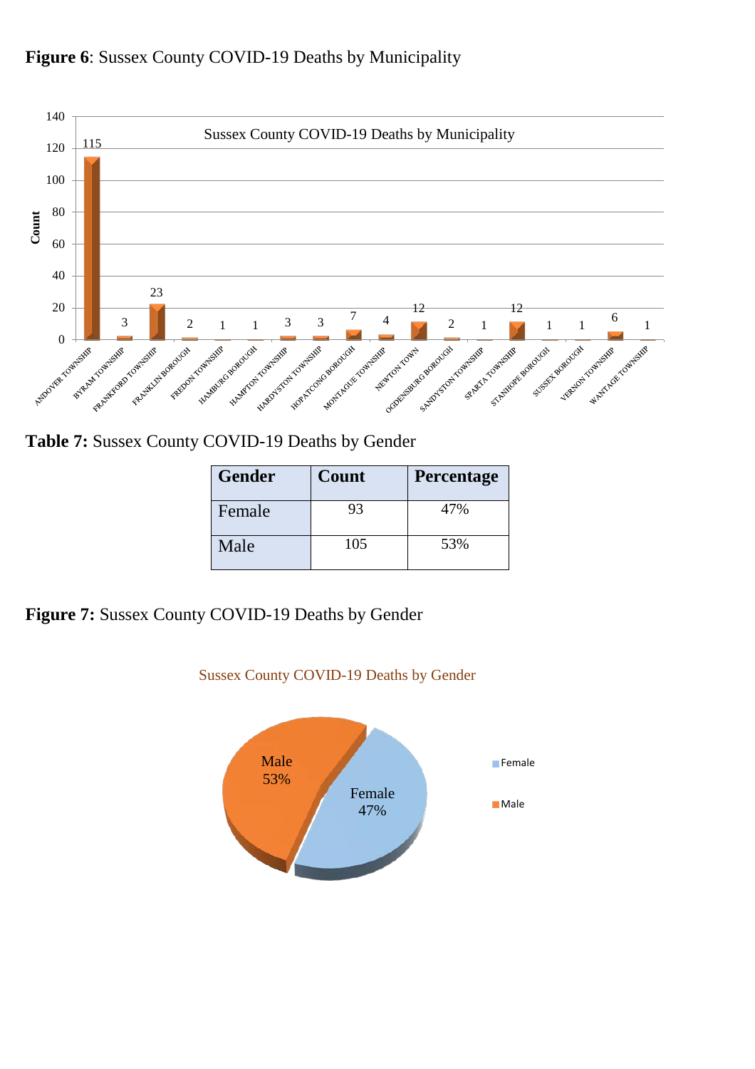**Figure 6**: Sussex County COVID-19 Deaths by Municipality

**Table 7:** Sussex County COVID-19 Deaths by Gender

| Gender | Count | Percentage |
|---|---|---|
| Female | 93 | 47% |
| Male | 105 | 53% |

**Figure 7:** Sussex County COVID-19 Deaths by Gender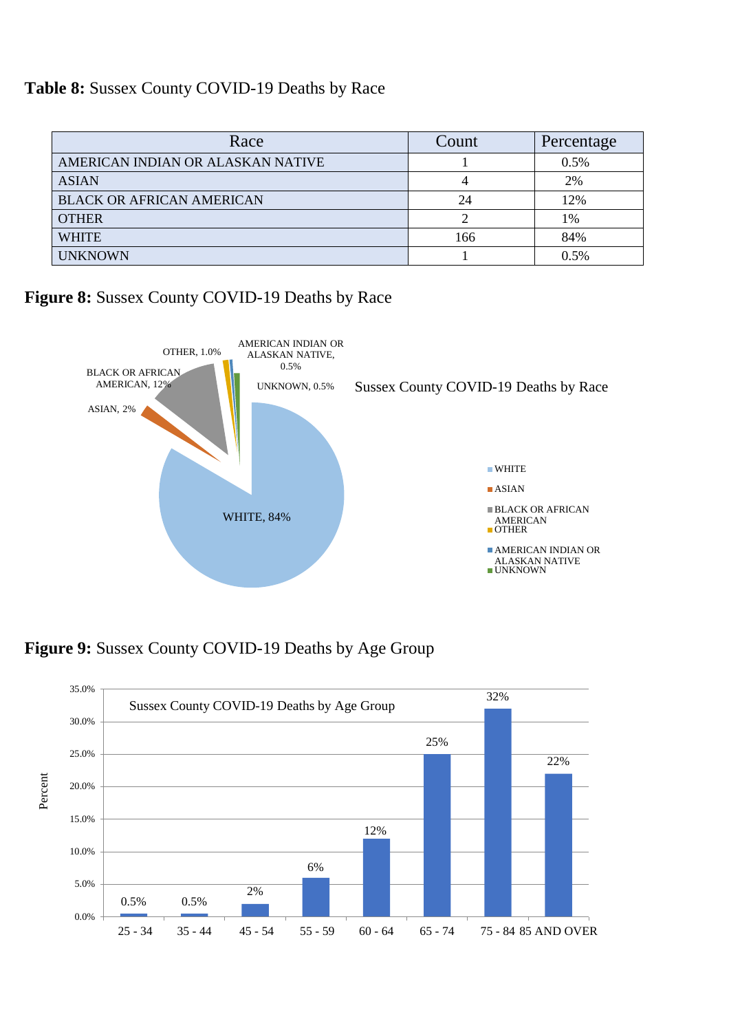**Table 8:** Sussex County COVID-19 Deaths by Race

| Race | Count | Percentage |
|---|---|---|
| AMERICAN INDIAN OR ALASKAN NATIVE | 1 | 0.5% |
| ASIAN | 4 | 2% |
| BLACK OR AFRICAN AMERICAN | 24 | 12% |
| OTHER | 2 | 1% |
| WHITE | 166 | 84% |
| UNKNOWN | 1 | 0.5% |

**Figure 8:** Sussex County COVID-19 Deaths by Race

**Figure 9:** Sussex County COVID-19 Deaths by Age Group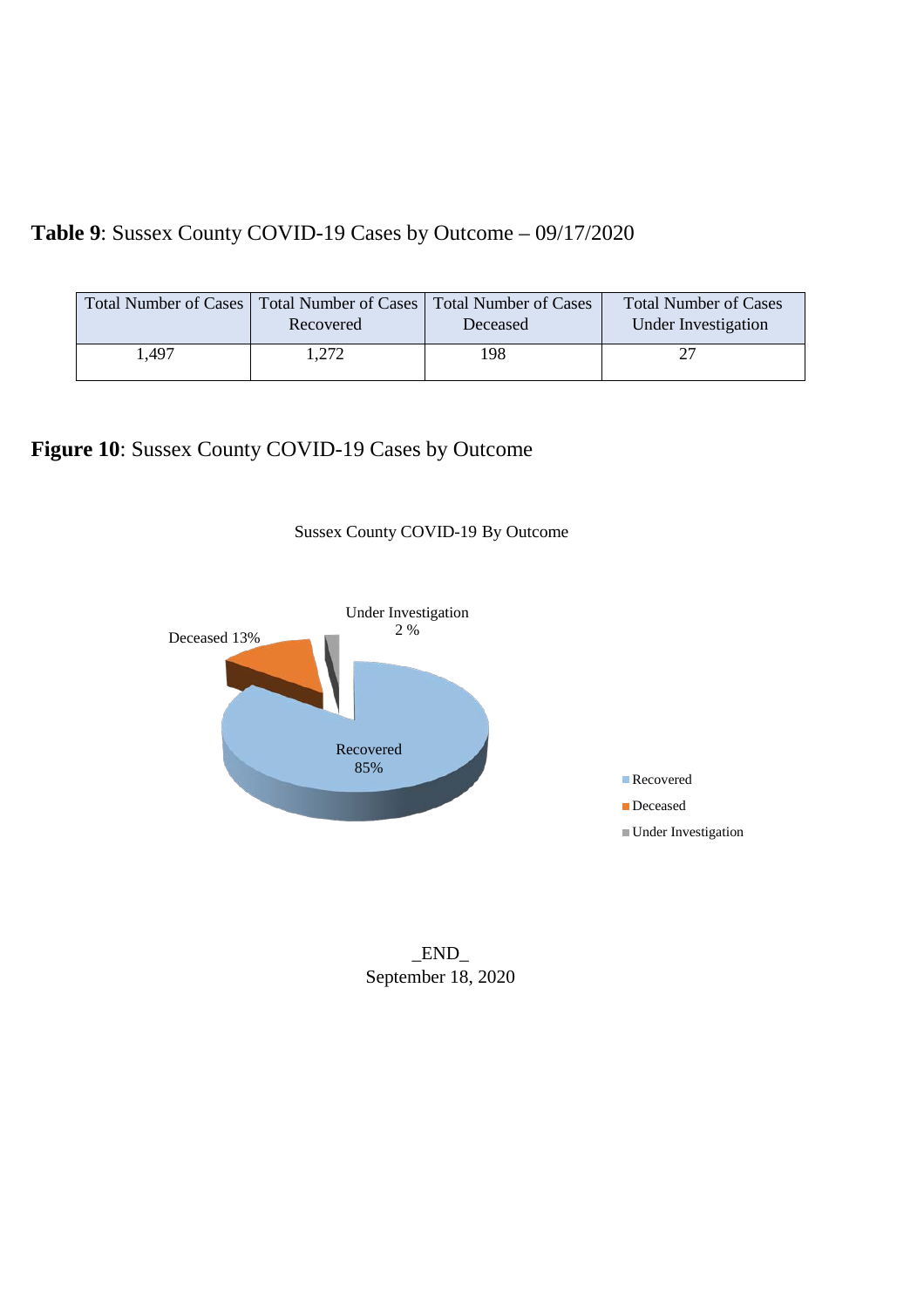**Table 9**: Sussex County COVID-19 Cases by Outcome – 09/17/2020

| Total Number of Cases | Total Number of Cases Recovered | Total Number of Cases Deceased | Total Number of Cases Under Investigation |
|---|---|---|---|
| 1,497 | 1,272 | 198 | 27 |

**Figure 10**: Sussex County COVID-19 Cases by Outcome

Sussex County COVID-19 By Outcome

Under Investigation 2 %

Deceased 13%

Recovered 85%

Recovered

Deceased

Under Investigation

_END_

September 18, 2020